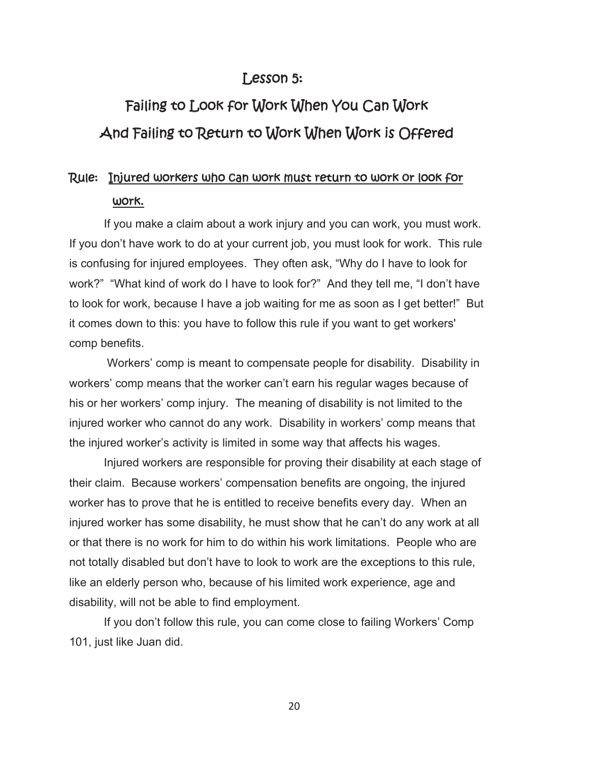# Lesson 5:

# Failing to Look for Work When You Can Work And Failing to Return to Work When Work is Offered

## Rule: Injured workers who can work must return to work or look for work.

If you make a claim about a work injury and you can work, you must work. If you don't have work to do at your current job, you must look for work. This rule is confusing for injured employees. They often ask, "Why do I have to look for work?" "What kind of work do I have to look for?" And they tell me, "I don't have to look for work, because I have a job waiting for me as soon as I get better!" But it comes down to this: you have to follow this rule if you want to get workers' comp benefits.

Workers' comp is meant to compensate people for disability. Disability in workers' comp means that the worker can't earn his regular wages because of his or her workers' comp injury. The meaning of disability is not limited to the injured worker who cannot do any work. Disability in workers' comp means that the injured worker's activity is limited in some way that affects his wages.

Injured workers are responsible for proving their disability at each stage of their claim. Because workers' compensation benefits are ongoing, the injured worker has to prove that he is entitled to receive benefits every day. When an injured worker has some disability, he must show that he can't do any work at all or that there is no work for him to do within his work limitations. People who are not totally disabled but don't have to look to work are the exceptions to this rule, like an elderly person who, because of his limited work experience, age and disability, will not be able to find employment.

If you don't follow this rule, you can come close to failing Workers' Comp 101, just like Juan did.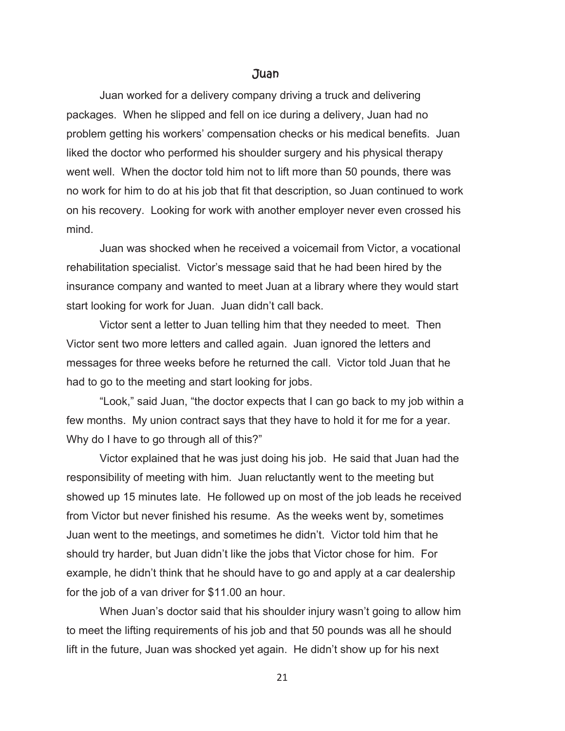## Juan

Juan worked for a delivery company driving a truck and delivering packages. When he slipped and fell on ice during a delivery, Juan had no problem getting his workers' compensation checks or his medical benefits. Juan liked the doctor who performed his shoulder surgery and his physical therapy went well. When the doctor told him not to lift more than 50 pounds, there was no work for him to do at his job that fit that description, so Juan continued to work on his recovery. Looking for work with another employer never even crossed his mind.

Juan was shocked when he received a voicemail from Victor, a vocational rehabilitation specialist. Victor's message said that he had been hired by the insurance company and wanted to meet Juan at a library where they would start start looking for work for Juan. Juan didn't call back.

Victor sent a letter to Juan telling him that they needed to meet. Then Victor sent two more letters and called again. Juan ignored the letters and messages for three weeks before he returned the call. Victor told Juan that he had to go to the meeting and start looking for jobs.

"Look," said Juan, "the doctor expects that I can go back to my job within a few months. My union contract says that they have to hold it for me for a year. Why do I have to go through all of this?"

Victor explained that he was just doing his job. He said that Juan had the responsibility of meeting with him. Juan reluctantly went to the meeting but showed up 15 minutes late. He followed up on most of the job leads he received from Victor but never finished his resume. As the weeks went by, sometimes Juan went to the meetings, and sometimes he didn't. Victor told him that he should try harder, but Juan didn't like the jobs that Victor chose for him. For example, he didn't think that he should have to go and apply at a car dealership for the job of a van driver for $11.00 an hour.

When Juan's doctor said that his shoulder injury wasn't going to allow him to meet the lifting requirements of his job and that 50 pounds was all he should lift in the future, Juan was shocked yet again. He didn't show up for his next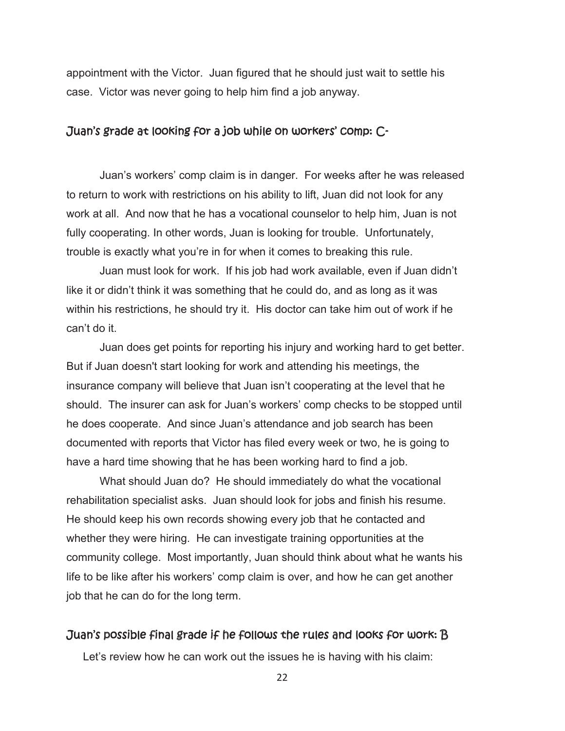appointment with the Victor. Juan figured that he should just wait to settle his case. Victor was never going to help him find a job anyway.

### Juan's grade at looking for a job while on workers' comp: C-

Juan's workers' comp claim is in danger. For weeks after he was released to return to work with restrictions on his ability to lift, Juan did not look for any work at all. And now that he has a vocational counselor to help him, Juan is not fully cooperating. In other words, Juan is looking for trouble. Unfortunately, trouble is exactly what you're in for when it comes to breaking this rule.

Juan must look for work. If his job had work available, even if Juan didn't like it or didn't think it was something that he could do, and as long as it was within his restrictions, he should try it. His doctor can take him out of work if he can't do it.

Juan does get points for reporting his injury and working hard to get better. But if Juan doesn't start looking for work and attending his meetings, the insurance company will believe that Juan isn't cooperating at the level that he should. The insurer can ask for Juan's workers' comp checks to be stopped until he does cooperate. And since Juan's attendance and job search has been documented with reports that Victor has filed every week or two, he is going to have a hard time showing that he has been working hard to find a job.

What should Juan do? He should immediately do what the vocational rehabilitation specialist asks. Juan should look for jobs and finish his resume. He should keep his own records showing every job that he contacted and whether they were hiring. He can investigate training opportunities at the community college. Most importantly, Juan should think about what he wants his life to be like after his workers' comp claim is over, and how he can get another job that he can do for the long term.

### Juan's possible final grade if he follows the rules and looks for work: B

Let's review how he can work out the issues he is having with his claim: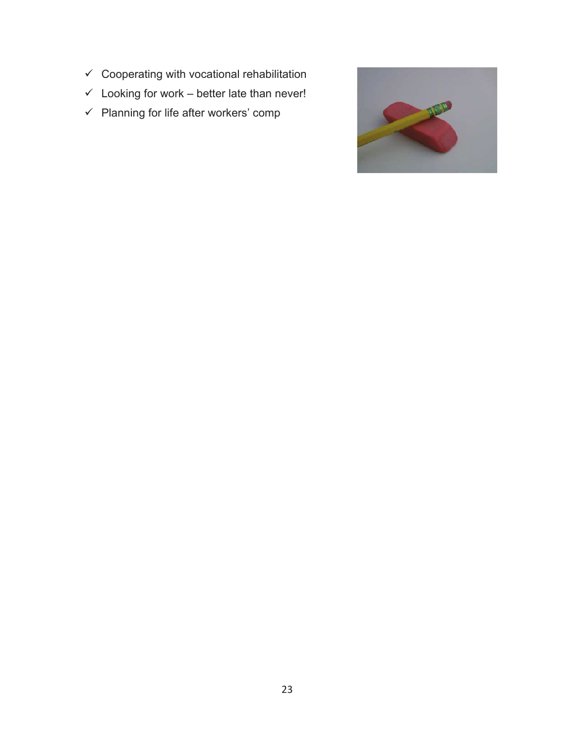- ✓ Cooperating with vocational rehabilitation
- ✓ Looking for work – better late than never!
- ✓ Planning for life after workers' comp